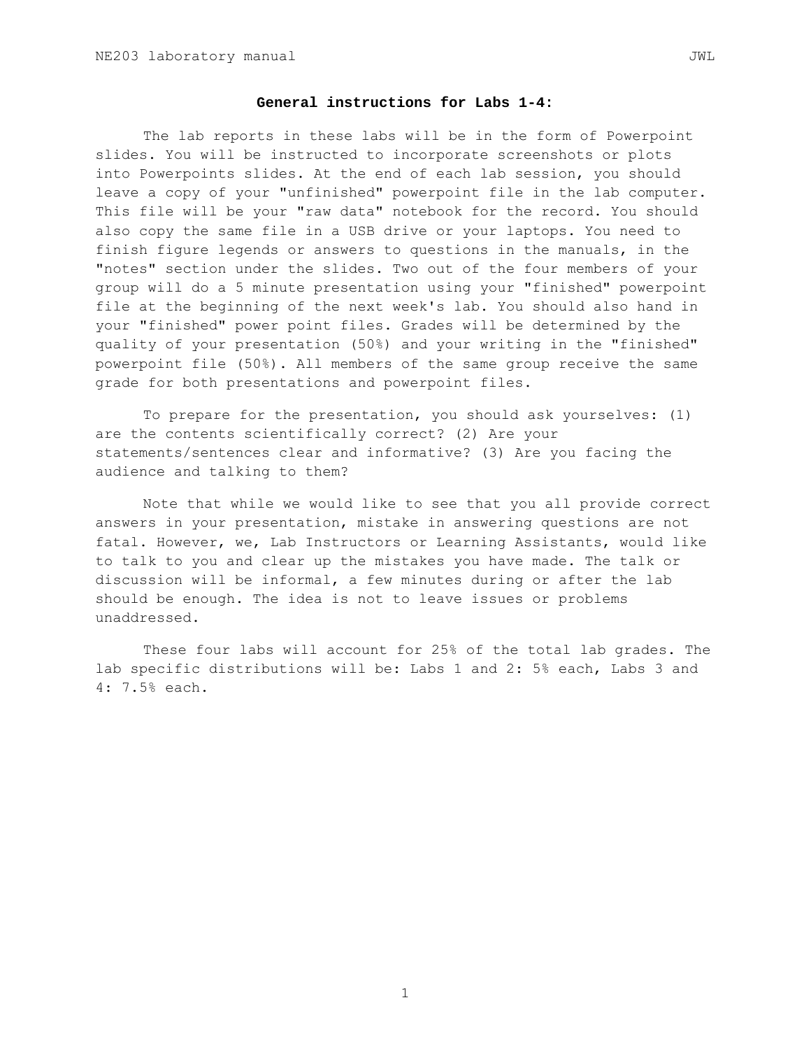## General instructions for Labs 1-4:

The lab reports in these labs will be in the form of Powerpoint slides. You will be instructed to incorporate screenshots or plots into Powerpoints slides. At the end of each lab session, you should leave a copy of your "unfinished" powerpoint file in the lab computer. This file will be your "raw data" notebook for the record. You should also copy the same file in a USB drive or your laptops. You need to finish figure legends or answers to questions in the manuals, in the "notes" section under the slides. Two out of the four members of your group will do a 5 minute presentation using your "finished" powerpoint file at the beginning of the next week's lab. You should also hand in your "finished" power point files. Grades will be determined by the quality of your presentation (50%) and your writing in the "finished" powerpoint file (50%). All members of the same group receive the same grade for both presentations and powerpoint files.

To prepare for the presentation, you should ask yourselves: (1) are the contents scientifically correct? (2) Are your statements/sentences clear and informative? (3) Are you facing the audience and talking to them?

Note that while we would like to see that you all provide correct answers in your presentation, mistake in answering questions are not fatal. However, we, Lab Instructors or Learning Assistants, would like to talk to you and clear up the mistakes you have made. The talk or discussion will be informal, a few minutes during or after the lab should be enough. The idea is not to leave issues or problems unaddressed.

These four labs will account for 25% of the total lab grades. The lab specific distributions will be: Labs 1 and 2: 5% each, Labs 3 and 4: 7.5% each.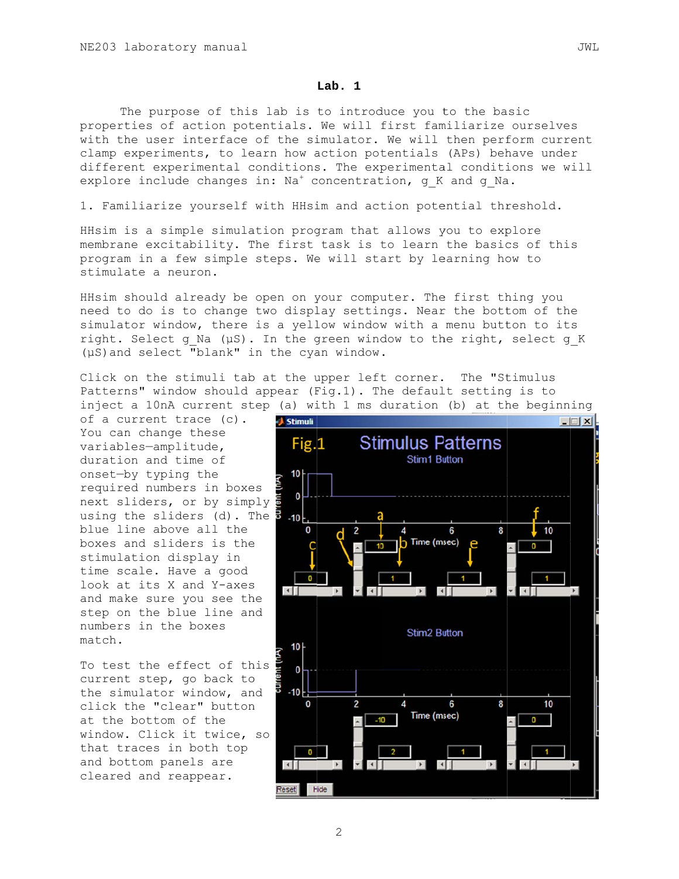# Lab. 1

The purpose of this lab is to introduce you to the basic properties of action potentials. We will first familiarize ourselves with the user interface of the simulator. We will then perform current clamp experiments, to learn how action potentials (APs) behave under different experimental conditions. The experimental conditions we will explore include changes in: $Na^+$ concentration, g_K and g_Na.

1. Familiarize yourself with HHsim and action potential threshold.

HHsim is a simple simulation program that allows you to explore membrane excitability. The first task is to learn the basics of this program in a few simple steps. We will start by learning how to stimulate a neuron.

HHsim should already be open on your computer. The first thing you need to do is to change two display settings. Near the bottom of the simulator window, there is a yellow window with a menu button to its right. Select g_Na (µS). In the green window to the right, select g_K (µS) and select "blank" in the cyan window.

Click on the stimuli tab at the upper left corner. The "Stimulus Patterns" window should appear (Fig.1). The default setting is to inject a 10nA current step (a) with 1 ms duration (b) at the beginning of a current trace (c). You can change these variables—amplitude, duration and time of onset—by typing the required numbers in boxes next sliders, or by simply using the sliders (d). The blue line above all the boxes and sliders is the stimulation display in time scale. Have a good look at its X and Y-axes and make sure you see the step on the blue line and numbers in the boxes match.

To test the effect of this current step, go back to the simulator window, and click the "clear" button at the bottom of the window. Click it twice, so that traces in both top and bottom panels are cleared and reappear.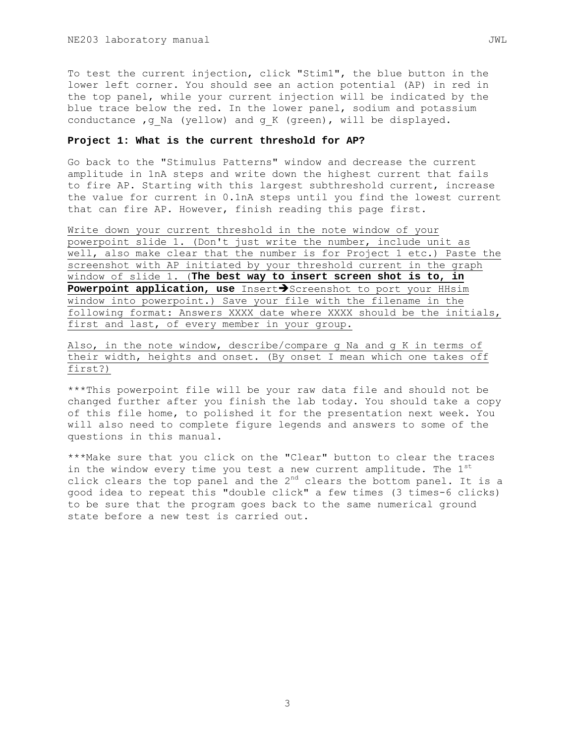To test the current injection, click "Stim1", the blue button in the lower left corner. You should see an action potential (AP) in red in the top panel, while your current injection will be indicated by the blue trace below the red. In the lower panel, sodium and potassium conductance ,g_Na (yellow) and g_K (green), will be displayed.

**Project 1: What is the current threshold for AP?**

Go back to the "Stimulus Patterns" window and decrease the current amplitude in 1nA steps and write down the highest current that fails to fire AP. Starting with this largest subthreshold current, increase the value for current in 0.1nA steps until you find the lowest current that can fire AP. However, finish reading this page first.

Write down your current threshold in the note window of your powerpoint slide 1. (Don't just write the number, include unit as well, also make clear that the number is for Project 1 etc.) Paste the screenshot with AP initiated by your threshold current in the graph window of slide 1. (**The best way to insert screen shot is to, in Powerpoint application, use** Insert→Screenshot to port your HHsim window into powerpoint.) Save your file with the filename in the following format: Answers XXXX date where XXXX should be the initials, first and last, of every member in your group.

Also, in the note window, describe/compare g Na and g K in terms of their width, heights and onset. (By onset I mean which one takes off first?)

***This powerpoint file will be your raw data file and should not be changed further after you finish the lab today. You should take a copy of this file home, to polished it for the presentation next week. You will also need to complete figure legends and answers to some of the questions in this manual.

***Make sure that you click on the "Clear" button to clear the traces in the window every time you test a new current amplitude. The 1st click clears the top panel and the 2nd clears the bottom panel. It is a good idea to repeat this "double click" a few times (3 times-6 clicks) to be sure that the program goes back to the same numerical ground state before a new test is carried out.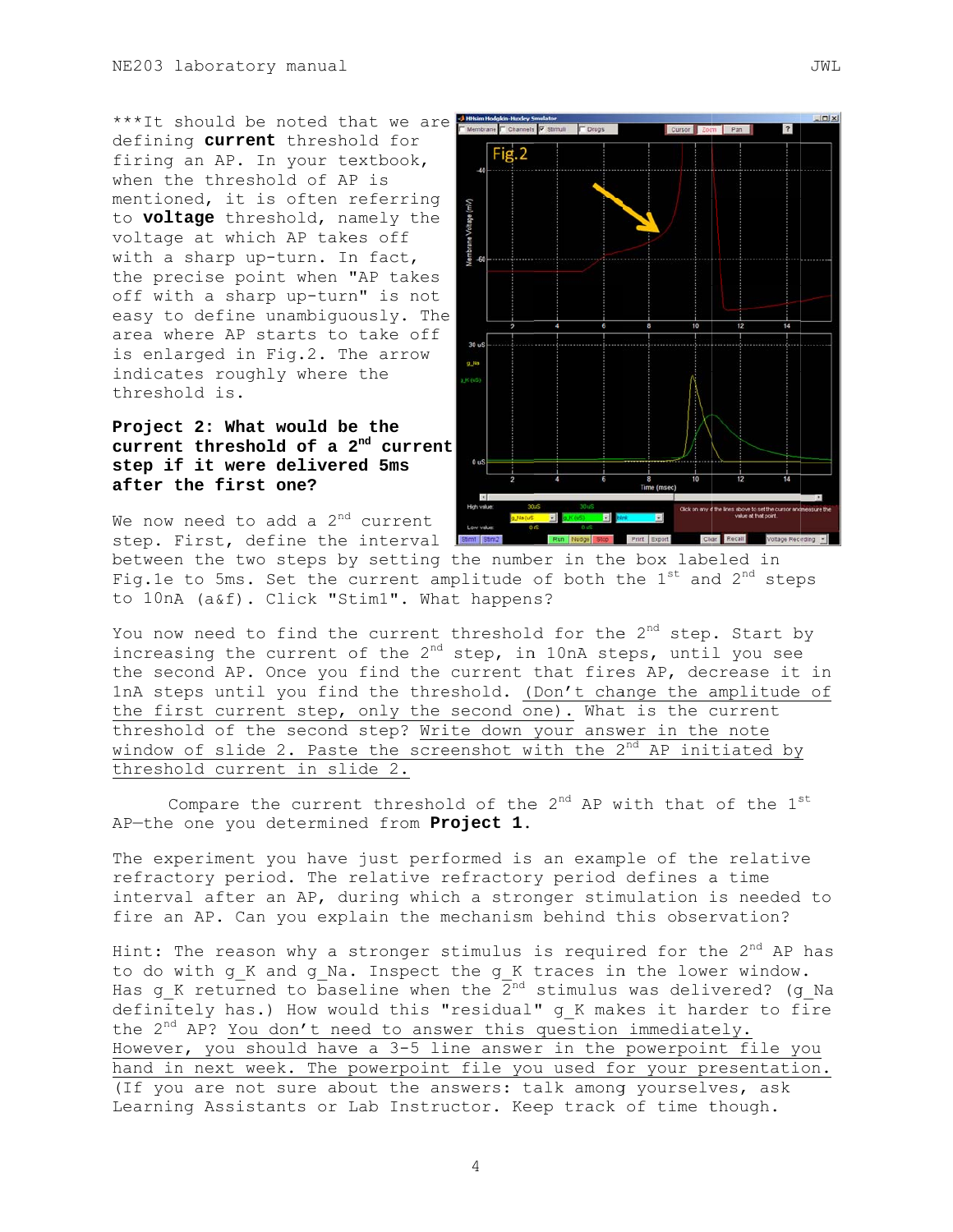***It should be noted that we are defining **current** threshold for firing an AP. In your textbook, when the threshold of AP is mentioned, it is often referring to **voltage** threshold, namely the voltage at which AP takes off with a sharp up-turn. In fact, the precise point when "AP takes off with a sharp up-turn" is not easy to define unambiguously. The area where AP starts to take off is enlarged in Fig.2. The arrow indicates roughly where the threshold is.

**Project 2: What would be the current threshold of a 2nd current step if it were delivered 5ms after the first one?**

We now need to add a 2nd current step. First, define the interval between the two steps by setting the number in the box labeled in Fig.1e to 5ms. Set the current amplitude of both the 1st and 2nd steps to 10nA (a&f). Click "Stim1". What happens?

You now need to find the current threshold for the 2nd step. Start by increasing the current of the 2nd step, in 10nA steps, until you see the second AP. Once you find the current that fires AP, decrease it in 1nA steps until you find the threshold. <u>(Don't change the amplitude of the first current step, only the second one).</u> What is the current threshold of the second step? <u>Write down your answer in the note window of slide 2. Paste the screenshot with the 2nd AP initiated by threshold current in slide 2.</u>

Compare the current threshold of the 2nd AP with that of the 1st AP—the one you determined from **Project 1**.

The experiment you have just performed is an example of the relative refractory period. The relative refractory period defines a time interval after an AP, during which a stronger stimulation is needed to fire an AP. Can you explain the mechanism behind this observation?

Hint: The reason why a stronger stimulus is required for the 2nd AP has to do with g_K and g_Na. Inspect the g_K traces in the lower window. Has g_K returned to baseline when the 2nd stimulus was delivered? (g_Na definitely has.) How would this "residual" g_K makes it harder to fire the 2nd AP? <u>You don't need to answer this question immediately. However, you should have a 3-5 line answer in the powerpoint file you hand in next week. The powerpoint file you used for your presentation.</u> (If you are not sure about the answers: talk among yourselves, ask Learning Assistants or Lab Instructor. Keep track of time though.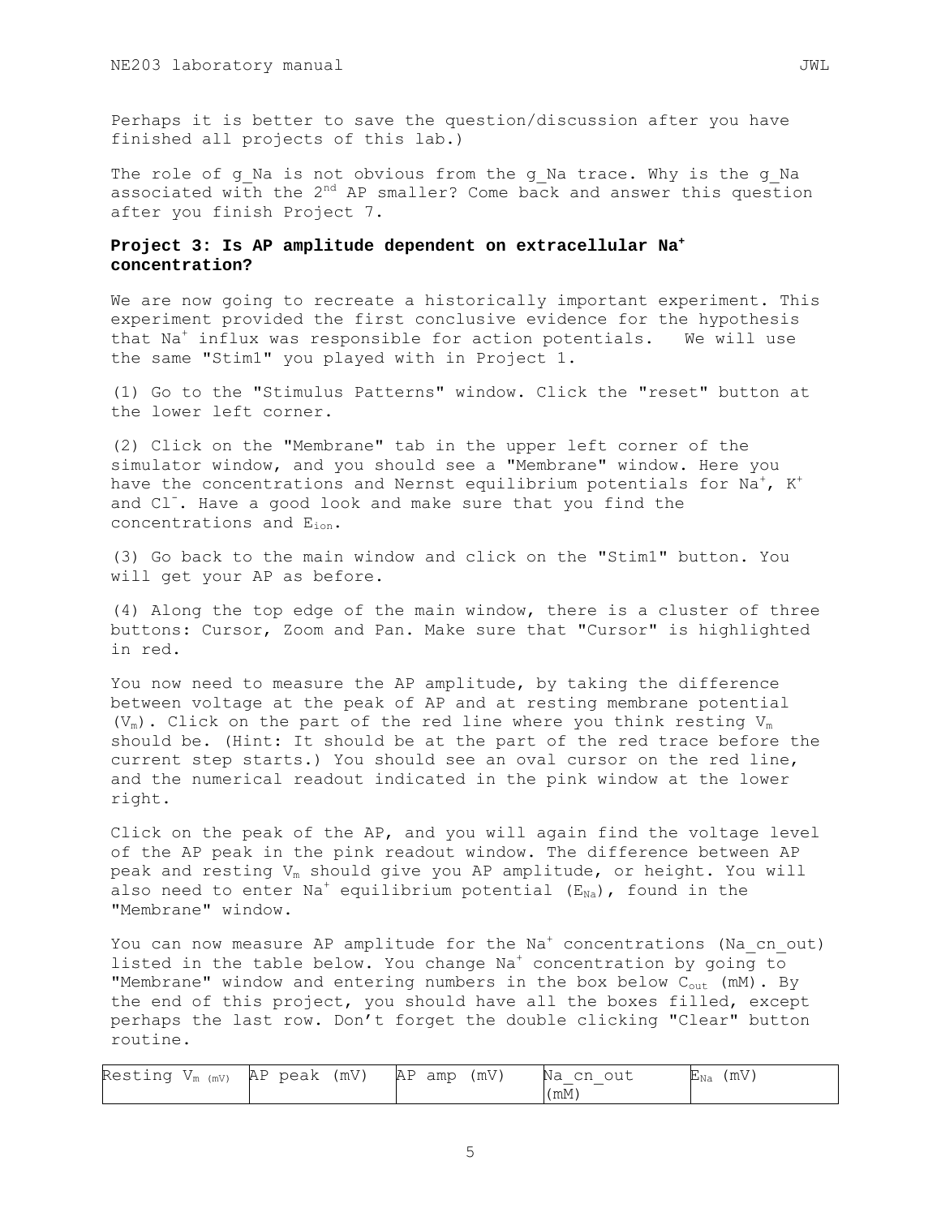Perhaps it is better to save the question/discussion after you have finished all projects of this lab.)

The role of g_Na is not obvious from the g_Na trace. Why is the g_Na associated with the 2nd AP smaller? Come back and answer this question after you finish Project 7.

**Project 3: Is AP amplitude dependent on extracellular $Na^+$ concentration?**

We are now going to recreate a historically important experiment. This experiment provided the first conclusive evidence for the hypothesis that $Na^+$ influx was responsible for action potentials. We will use the same "Stim1" you played with in Project 1.

(1) Go to the "Stimulus Patterns" window. Click the "reset" button at the lower left corner.

(2) Click on the "Membrane" tab in the upper left corner of the simulator window, and you should see a "Membrane" window. Here you have the concentrations and Nernst equilibrium potentials for $Na^+$, $K^+$ and $Cl^-$. Have a good look and make sure that you find the concentrations and $E_{ion}$.

(3) Go back to the main window and click on the "Stim1" button. You will get your AP as before.

(4) Along the top edge of the main window, there is a cluster of three buttons: Cursor, Zoom and Pan. Make sure that "Cursor" is highlighted in red.

You now need to measure the AP amplitude, by taking the difference between voltage at the peak of AP and at resting membrane potential ($V_m$). Click on the part of the red line where you think resting $V_m$ should be. (Hint: It should be at the part of the red trace before the current step starts.) You should see an oval cursor on the red line, and the numerical readout indicated in the pink window at the lower right.

Click on the peak of the AP, and you will again find the voltage level of the AP peak in the pink readout window. The difference between AP peak and resting $V_m$ should give you AP amplitude, or height. You will also need to enter $Na^+$ equilibrium potential ($E_{Na}$), found in the "Membrane" window.

You can now measure AP amplitude for the $Na^+$ concentrations (Na_cn_out) listed in the table below. You change $Na^+$ concentration by going to "Membrane" window and entering numbers in the box below $C_{out}$ (mM). By the end of this project, you should have all the boxes filled, except perhaps the last row. Don't forget the double clicking "Clear" button routine.

| Resting $V_m$ (mV) | AP peak (mV) | AP amp (mV) | Na_cn_out (mM) | $E_{Na}$ (mV) |
|---|---|---|---|---|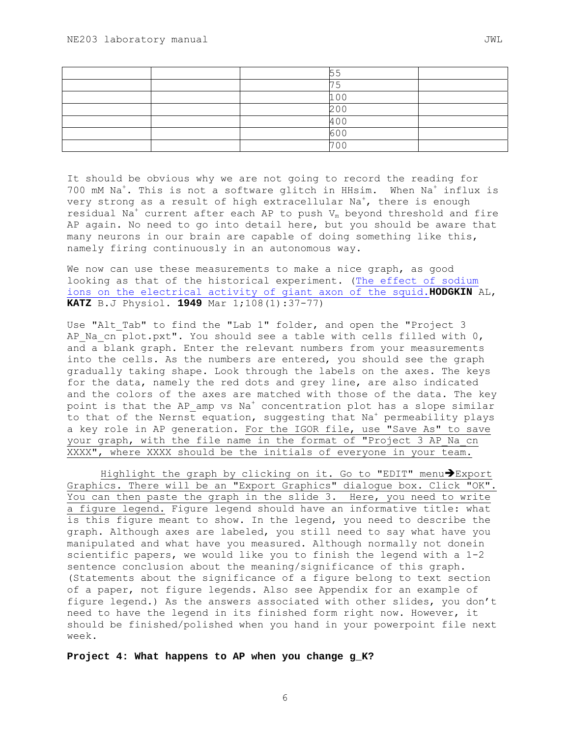|  |  |  | 55 |  |
|---|---|---|---|---|
|  |  |  | 75 |  |
|  |  |  | 100 |  |
|  |  |  | 200 |  |
|  |  |  | 400 |  |
|  |  |  | 600 |  |
|  |  |  | 700 |  |

It should be obvious why we are not going to record the reading for 700 mM $Na^+$. This is not a software glitch in HHsim. When $Na^+$ influx is very strong as a result of high extracellular $Na^+$, there is enough residual $Na^+$ current after each AP to push $V_m$ beyond threshold and fire AP again. No need to go into detail here, but you should be aware that many neurons in our brain are capable of doing something like this, namely firing continuously in an autonomous way.

We now can use these measurements to make a nice graph, as good looking as that of the historical experiment. (The effect of sodium ions on the electrical activity of giant axon of the squid. **HODGKIN** AL, **KATZ** B.J Physiol. **1949** Mar 1;108(1):37-77)

Use "Alt_Tab" to find the "Lab 1" folder, and open the "Project 3 AP_Na_cn plot.pxt". You should see a table with cells filled with 0, and a blank graph. Enter the relevant numbers from your measurements into the cells. As the numbers are entered, you should see the graph gradually taking shape. Look through the labels on the axes. The keys for the data, namely the red dots and grey line, are also indicated and the colors of the axes are matched with those of the data. The key point is that the AP_amp vs $Na^+$ concentration plot has a slope similar to that of the Nernst equation, suggesting that $Na^+$ permeability plays a key role in AP generation. For the IGOR file, use "Save As" to save your graph, with the file name in the format of "Project 3 AP_Na_cn XXXX", where XXXX should be the initials of everyone in your team.

Highlight the graph by clicking on it. Go to "EDIT" menu→Export Graphics. There will be an "Export Graphics" dialogue box. Click "OK". You can then paste the graph in the slide 3. Here, you need to write a figure legend. Figure legend should have an informative title: what is this figure meant to show. In the legend, you need to describe the graph. Although axes are labeled, you still need to say what have you manipulated and what have you measured. Although normally not donein scientific papers, we would like you to finish the legend with a 1-2 sentence conclusion about the meaning/significance of this graph. (Statements about the significance of a figure belong to text section of a paper, not figure legends. Also see Appendix for an example of figure legend.) As the answers associated with other slides, you don't need to have the legend in its finished form right now. However, it should be finished/polished when you hand in your powerpoint file next week.

**Project 4: What happens to AP when you change g_K?**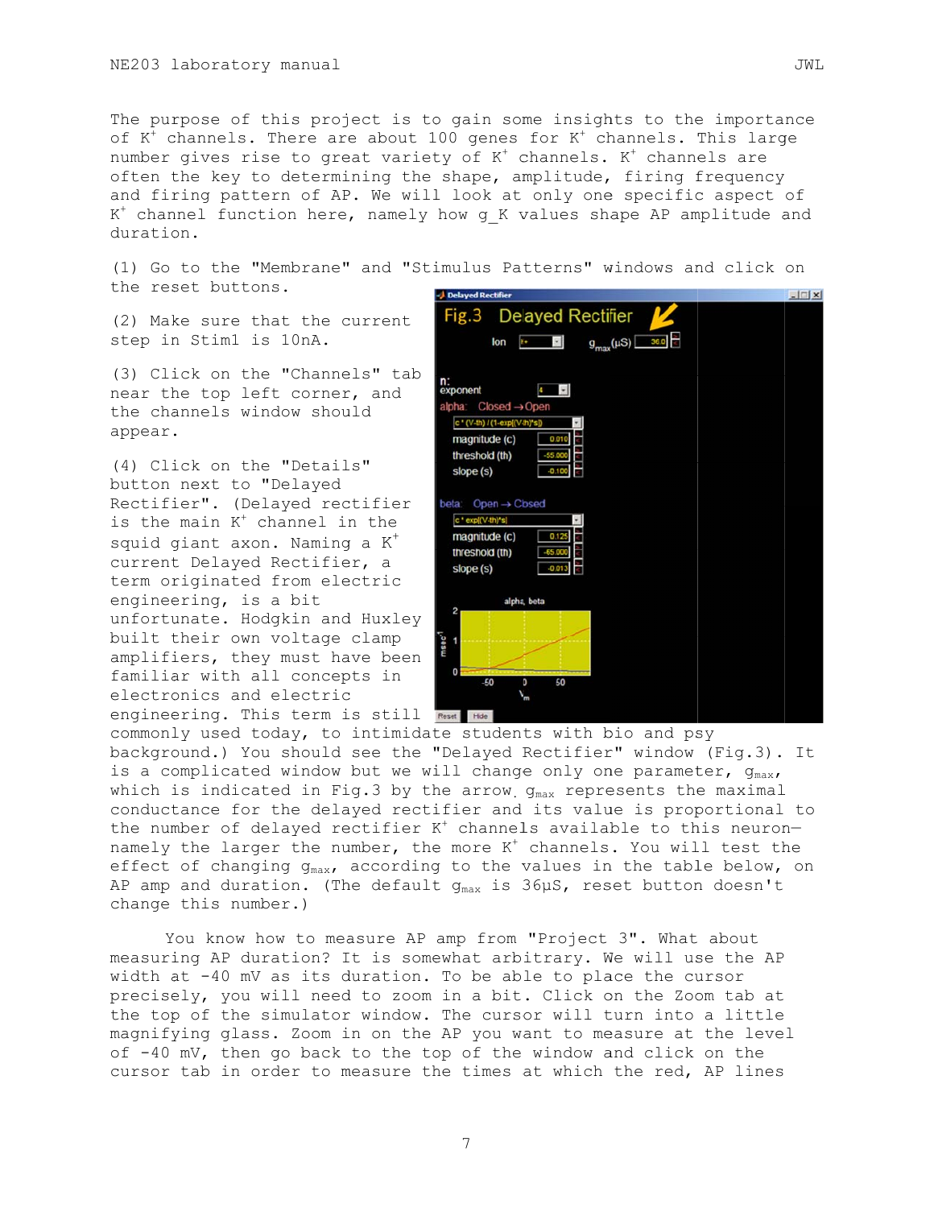The purpose of this project is to gain some insights to the importance of $K^+$ channels. There are about 100 genes for $K^+$ channels. This large number gives rise to great variety of $K^+$ channels. $K^+$ channels are often the key to determining the shape, amplitude, firing frequency and firing pattern of AP. We will look at only one specific aspect of $K^+$ channel function here, namely how g_K values shape AP amplitude and duration.

(1) Go to the "Membrane" and "Stimulus Patterns" windows and click on the reset buttons.

(2) Make sure that the current step in Stim1 is 10nA.

(3) Click on the "Channels" tab near the top left corner, and the channels window should appear.

(4) Click on the "Details" button next to "Delayed Rectifier". (Delayed rectifier is the main $K^+$ channel in the squid giant axon. Naming a $K^+$ current Delayed Rectifier, a term originated from electric engineering, is a bit unfortunate. Hodgkin and Huxley built their own voltage clamp amplifiers, they must have been familiar with all concepts in electronics and electric engineering. This term is still commonly used today, to intimidate students with bio and psy background.) You should see the "Delayed Rectifier" window (Fig.3). It is a complicated window but we will change only one parameter, $g_{max}$, which is indicated in Fig.3 by the arrow. $g_{max}$ represents the maximal conductance for the delayed rectifier and its value is proportional to the number of delayed rectifier $K^+$ channels available to this neuron—namely the larger the number, the more $K^+$ channels. You will test the effect of changing $g_{max}$, according to the values in the table below, on AP amp and duration. (The default $g_{max}$ is 36µS, reset button doesn't change this number.)

You know how to measure AP amp from "Project 3". What about measuring AP duration? It is somewhat arbitrary. We will use the AP width at -40 mV as its duration. To be able to place the cursor precisely, you will need to zoom in a bit. Click on the Zoom tab at the top of the simulator window. The cursor will turn into a little magnifying glass. Zoom in on the AP you want to measure at the level of -40 mV, then go back to the top of the window and click on the cursor tab in order to measure the times at which the red, AP lines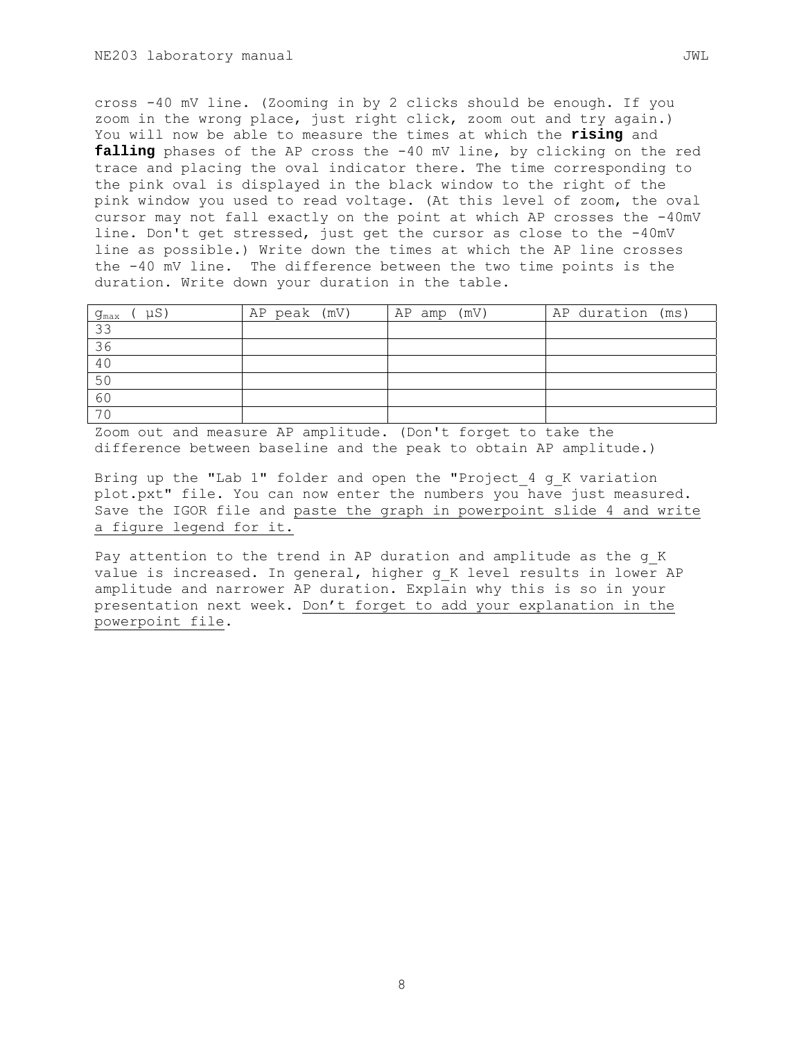cross -40 mV line. (Zooming in by 2 clicks should be enough. If you zoom in the wrong place, just right click, zoom out and try again.) You will now be able to measure the times at which the **rising** and **falling** phases of the AP cross the -40 mV line, by clicking on the red trace and placing the oval indicator there. The time corresponding to the pink oval is displayed in the black window to the right of the pink window you used to read voltage. (At this level of zoom, the oval cursor may not fall exactly on the point at which AP crosses the -40mV line. Don't get stressed, just get the cursor as close to the -40mV line as possible.) Write down the times at which the AP line crosses the -40 mV line. The difference between the two time points is the duration. Write down your duration in the table.

| $g_{max}$ ( µS) | AP peak (mV) | AP amp (mV) | AP duration (ms) |
|---|---|---|---|
| 33 | | | |
| 36 | | | |
| 40 | | | |
| 50 | | | |
| 60 | | | |
| 70 | | | |

Zoom out and measure AP amplitude. (Don't forget to take the difference between baseline and the peak to obtain AP amplitude.)

Bring up the "Lab 1" folder and open the "Project_4 g_K variation plot.pxt" file. You can now enter the numbers you have just measured. Save the IGOR file and paste the graph in powerpoint slide 4 and write a figure legend for it.

Pay attention to the trend in AP duration and amplitude as the g_K value is increased. In general, higher g_K level results in lower AP amplitude and narrower AP duration. Explain why this is so in your presentation next week. Don't forget to add your explanation in the powerpoint file.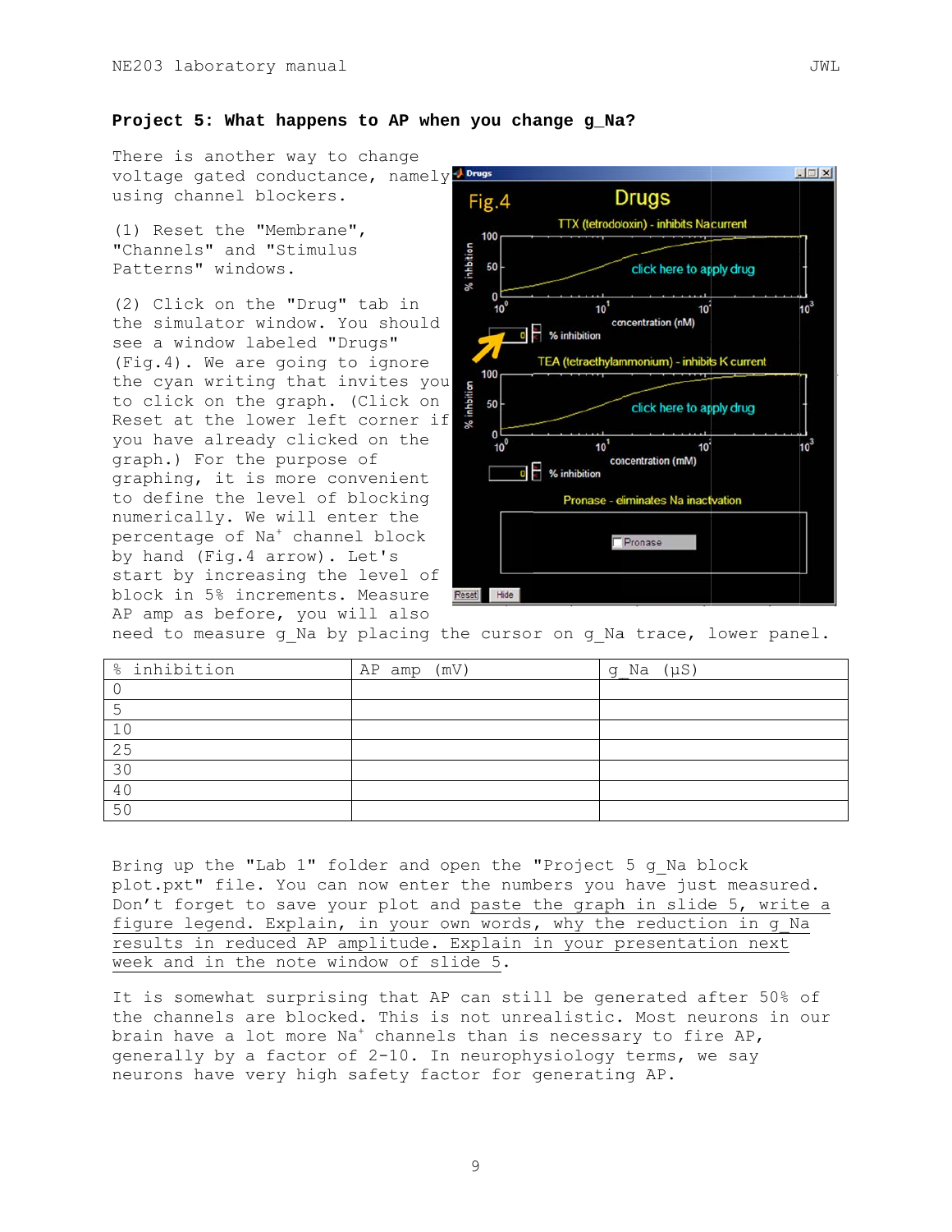**Project 5: What happens to AP when you change g_Na?**

There is another way to change voltage gated conductance, namely using channel blockers.

(1) Reset the "Membrane", "Channels" and "Stimulus Patterns" windows.

(2) Click on the "Drug" tab in the simulator window. You should see a window labeled "Drugs" (Fig.4). We are going to ignore the cyan writing that invites you to click on the graph. (Click on Reset at the lower left corner if you have already clicked on the graph.) For the purpose of graphing, it is more convenient to define the level of blocking numerically. We will enter the percentage of $Na^+$ channel block by hand (Fig.4 arrow). Let's start by increasing the level of block in 5% increments. Measure AP amp as before, you will also need to measure g_Na by placing the cursor on g_Na trace, lower panel.

| % inhibition | AP amp (mV) | g_Na (μS) |
|---|---|---|
| 0 | | |
| 5 | | |
| 10 | | |
| 25 | | |
| 30 | | |
| 40 | | |
| 50 | | |

Bring up the "Lab 1" folder and open the "Project 5 g_Na block plot.pxt" file. You can now enter the numbers you have just measured. Don't forget to save your plot and paste the graph in slide 5, write a figure legend. Explain, in your own words, why the reduction in g_Na results in reduced AP amplitude. Explain in your presentation next week and in the note window of slide 5.

It is somewhat surprising that AP can still be generated after 50% of the channels are blocked. This is not unrealistic. Most neurons in our brain have a lot more $Na^+$ channels than is necessary to fire AP, generally by a factor of 2-10. In neurophysiology terms, we say neurons have very high safety factor for generating AP.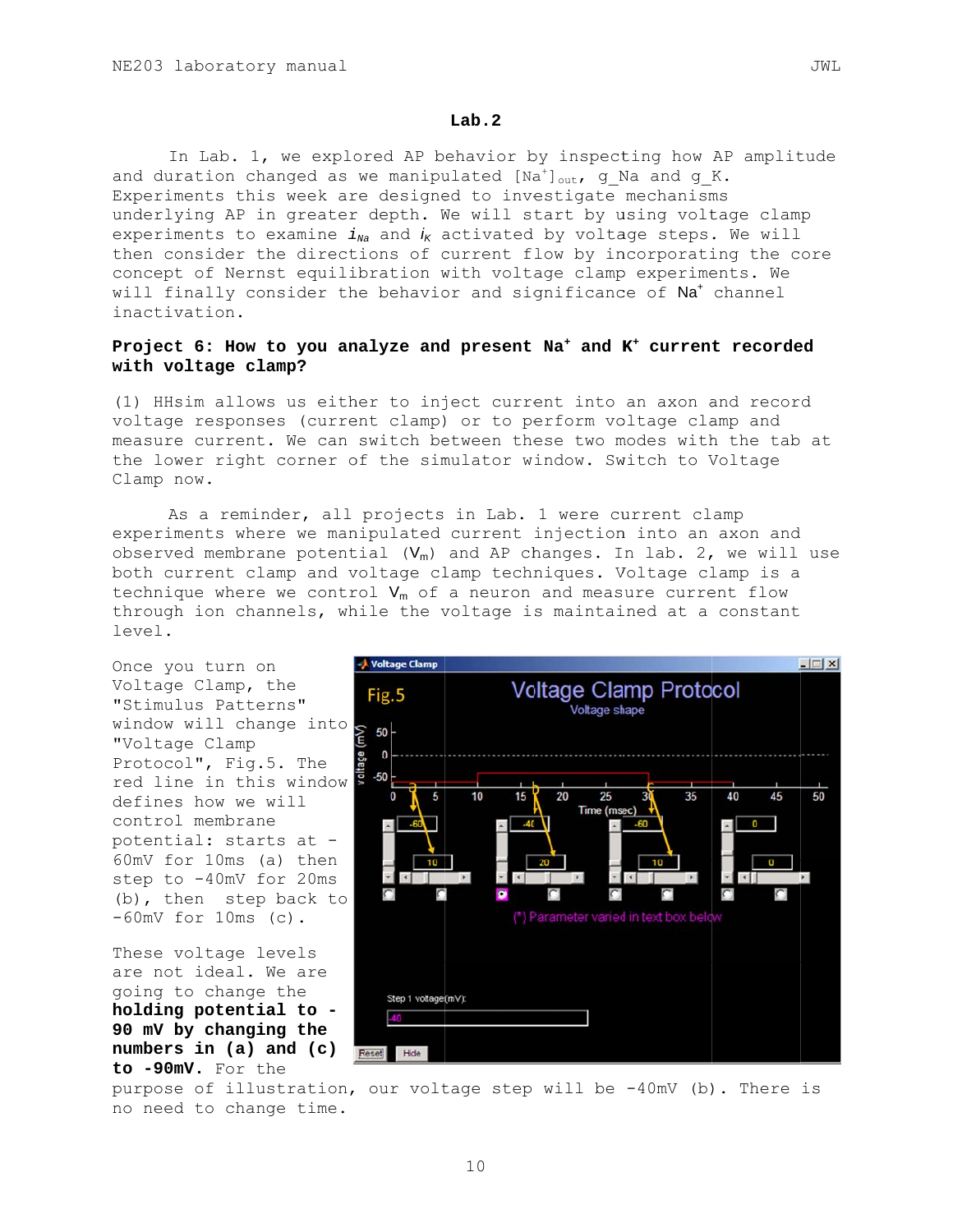## Lab.2

In Lab. 1, we explored AP behavior by inspecting how AP amplitude and duration changed as we manipulated $[Na^+]_{out}$, g_Na and g_K. Experiments this week are designed to investigate mechanisms underlying AP in greater depth. We will start by using voltage clamp experiments to examine $i_{Na}$ and $i_K$ activated by voltage steps. We will then consider the directions of current flow by incorporating the core concept of Nernst equilibration with voltage clamp experiments. We will finally consider the behavior and significance of $Na^+$ channel inactivation.

### Project 6: How to you analyze and present $Na^+$ and $K^+$ current recorded with voltage clamp?

(1) HHsim allows us either to inject current into an axon and record voltage responses (current clamp) or to perform voltage clamp and measure current. We can switch between these two modes with the tab at the lower right corner of the simulator window. Switch to Voltage Clamp now.

As a reminder, all projects in Lab. 1 were current clamp experiments where we manipulated current injection into an axon and observed membrane potential ($V_m$) and AP changes. In lab. 2, we will use both current clamp and voltage clamp techniques. Voltage clamp is a technique where we control $V_m$ of a neuron and measure current flow through ion channels, while the voltage is maintained at a constant level.

Once you turn on Voltage Clamp, the "Stimulus Patterns" window will change into "Voltage Clamp Protocol", Fig.5. The red line in this window defines how we will control membrane potential: starts at -60mV for 10ms (a) then step to -40mV for 20ms (b), then step back to -60mV for 10ms (c).

These voltage levels are not ideal. We are going to change the **holding potential to -90 mV by changing the numbers in (a) and (c) to -90mV.** For the purpose of illustration, our voltage step will be -40mV (b). There is no need to change time.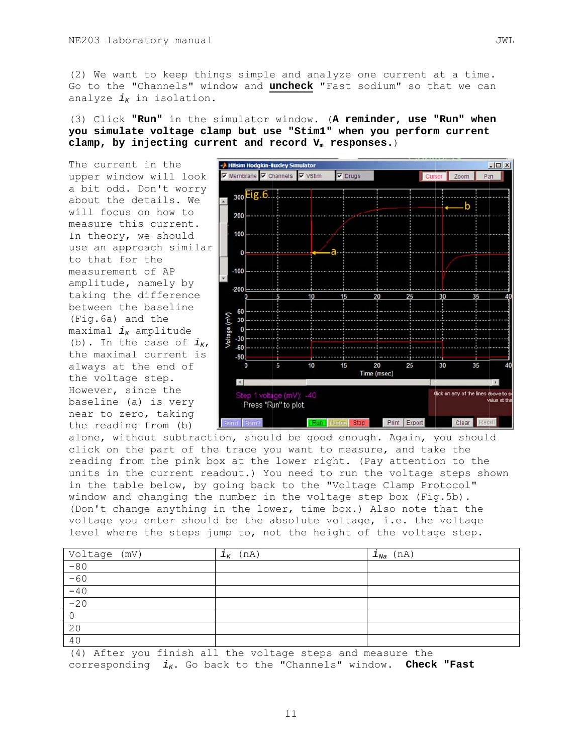(2) We want to keep things simple and analyze one current at a time. Go to the "Channels" window and **uncheck** "Fast sodium" so that we can analyze $i_K$ in isolation.

(3) Click **"Run"** in the simulator window. (**A reminder, use "Run" when you simulate voltage clamp but use "Stim1" when you perform current clamp, by injecting current and record $V_m$ responses.**)

The current in the upper window will look a bit odd. Don't worry about the details. We will focus on how to measure this current. In theory, we should use an approach similar to that for the measurement of AP amplitude, namely by taking the difference between the baseline (Fig.6a) and the maximal $i_K$ amplitude (b). In the case of $i_K$, the maximal current is always at the end of the voltage step. However, since the baseline (a) is very near to zero, taking the reading from (b) alone, without subtraction, should be good enough. Again, you should click on the part of the trace you want to measure, and take the reading from the pink box at the lower right. (Pay attention to the units in the current readout.) You need to run the voltage steps shown in the table below, by going back to the "Voltage Clamp Protocol" window and changing the number in the voltage step box (Fig.5b). (Don't change anything in the lower, time box.) Also note that the voltage you enter should be the absolute voltage, i.e. the voltage level where the steps jump to, not the height of the voltage step.

| Voltage (mV) | $i_K$ (nA) | $i_{Na}$ (nA) |
|---|---|---|
| -80 | | |
| -60 | | |
| -40 | | |
| -20 | | |
| 0 | | |
| 20 | | |
| 40 | | |

(4) After you finish all the voltage steps and measure the corresponding $i_K$. Go back to the "Channels" window. **Check "Fast**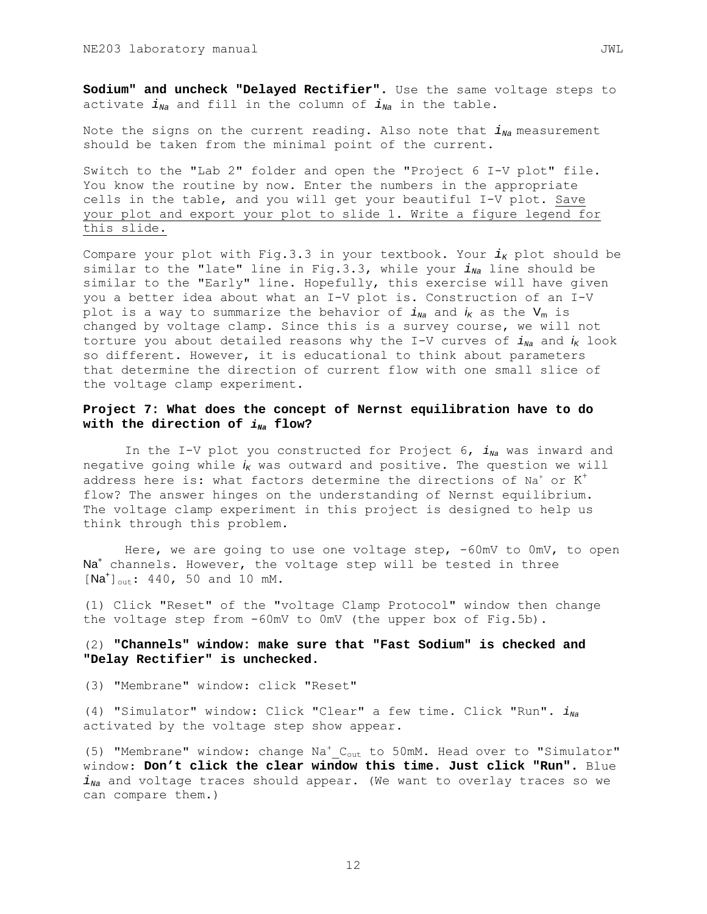**Sodium" and uncheck "Delayed Rectifier".** Use the same voltage steps to activate $i_{Na}$ and fill in the column of $i_{Na}$ in the table.

Note the signs on the current reading. Also note that $i_{Na}$ measurement should be taken from the minimal point of the current.

Switch to the "Lab 2" folder and open the "Project 6 I-V plot" file. You know the routine by now. Enter the numbers in the appropriate cells in the table, and you will get your beautiful I-V plot. <u>Save your plot and export your plot to slide 1. Write a figure legend for this slide.</u>

Compare your plot with Fig.3.3 in your textbook. Your $i_K$ plot should be similar to the "late" line in Fig.3.3, while your $i_{Na}$ line should be similar to the "Early" line. Hopefully, this exercise will have given you a better idea about what an I-V plot is. Construction of an I-V plot is a way to summarize the behavior of $i_{Na}$ and $i_K$ as the $V_m$ is changed by voltage clamp. Since this is a survey course, we will not torture you about detailed reasons why the I-V curves of $i_{Na}$ and $i_K$ look so different. However, it is educational to think about parameters that determine the direction of current flow with one small slice of the voltage clamp experiment.

**Project 7: What does the concept of Nernst equilibration have to do with the direction of $i_{Na}$ flow?**

In the I-V plot you constructed for Project 6, $i_{Na}$ was inward and negative going while $i_K$ was outward and positive. The question we will address here is: what factors determine the directions of $Na^+$ or $K^+$ flow? The answer hinges on the understanding of Nernst equilibrium. The voltage clamp experiment in this project is designed to help us think through this problem.

Here, we are going to use one voltage step, -60mV to 0mV, to open $Na^+$ channels. However, the voltage step will be tested in three $[Na^+]_{out}$: 440, 50 and 10 mM.

(1) Click "Reset" of the "voltage Clamp Protocol" window then change the voltage step from -60mV to 0mV (the upper box of Fig.5b).

(2) **"Channels" window: make sure that "Fast Sodium" is checked and "Delay Rectifier" is unchecked.**

(3) "Membrane" window: click "Reset"

(4) "Simulator" window: Click "Clear" a few time. Click "Run". $i_{Na}$ activated by the voltage step show appear.

(5) "Membrane" window: change $Na^+\_C_{out}$ to 50mM. Head over to "Simulator" window: **Don't click the clear window this time. Just click "Run".** Blue $i_{Na}$ and voltage traces should appear. (We want to overlay traces so we can compare them.)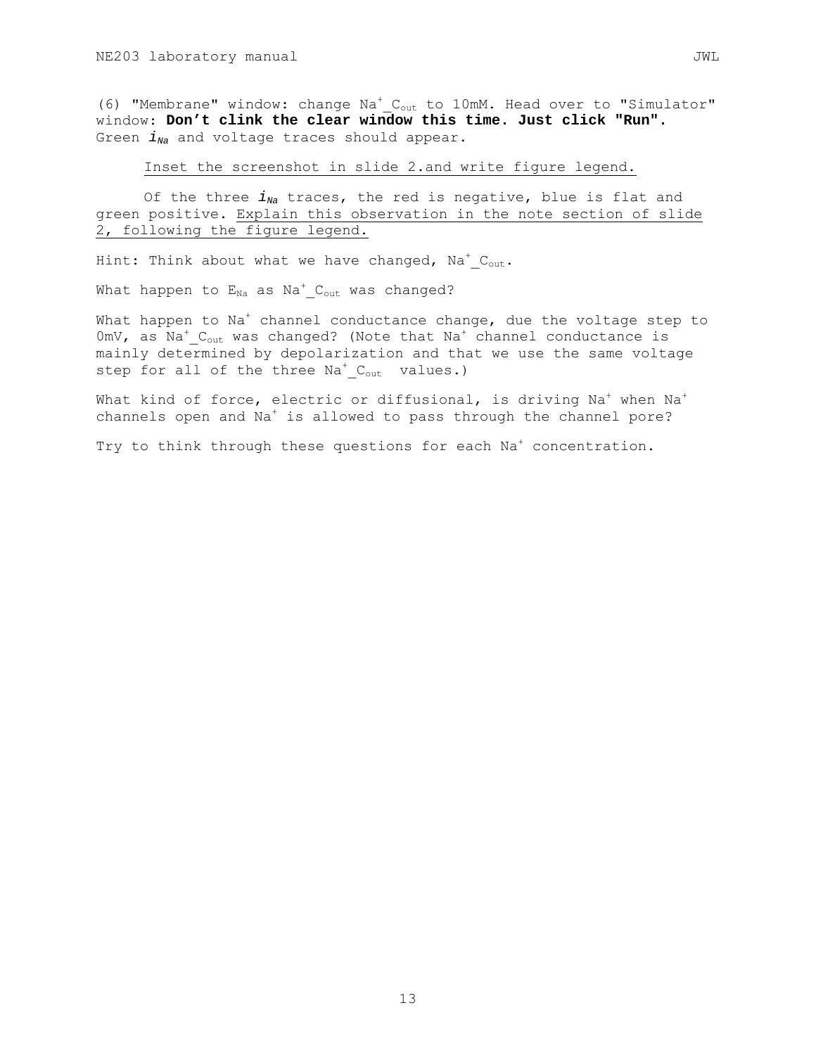(6) "Membrane" window: change $Na^+\_C_{out}$ to 10mM. Head over to "Simulator" window: **Don't clink the clear window this time. Just click "Run".** Green $\boldsymbol{i_{Na}}$ and voltage traces should appear.

<u>Inset the screenshot in slide 2.and write figure legend.</u>

Of the three $\boldsymbol{i_{Na}}$ traces, the red is negative, blue is flat and green positive. <u>Explain this observation in the note section of slide 2, following the figure legend.</u>

Hint: Think about what we have changed, $Na^+\_C_{out}$.

What happen to $E_{Na}$ as $Na^+\_C_{out}$ was changed?

What happen to $Na^+$ channel conductance change, due the voltage step to 0mV, as $Na^+\_C_{out}$ was changed? (Note that $Na^+$ channel conductance is mainly determined by depolarization and that we use the same voltage step for all of the three $Na^+\_C_{out}$ values.)

What kind of force, electric or diffusional, is driving $Na^+$ when $Na^+$ channels open and $Na^+$ is allowed to pass through the channel pore?

Try to think through these questions for each $Na^+$ concentration.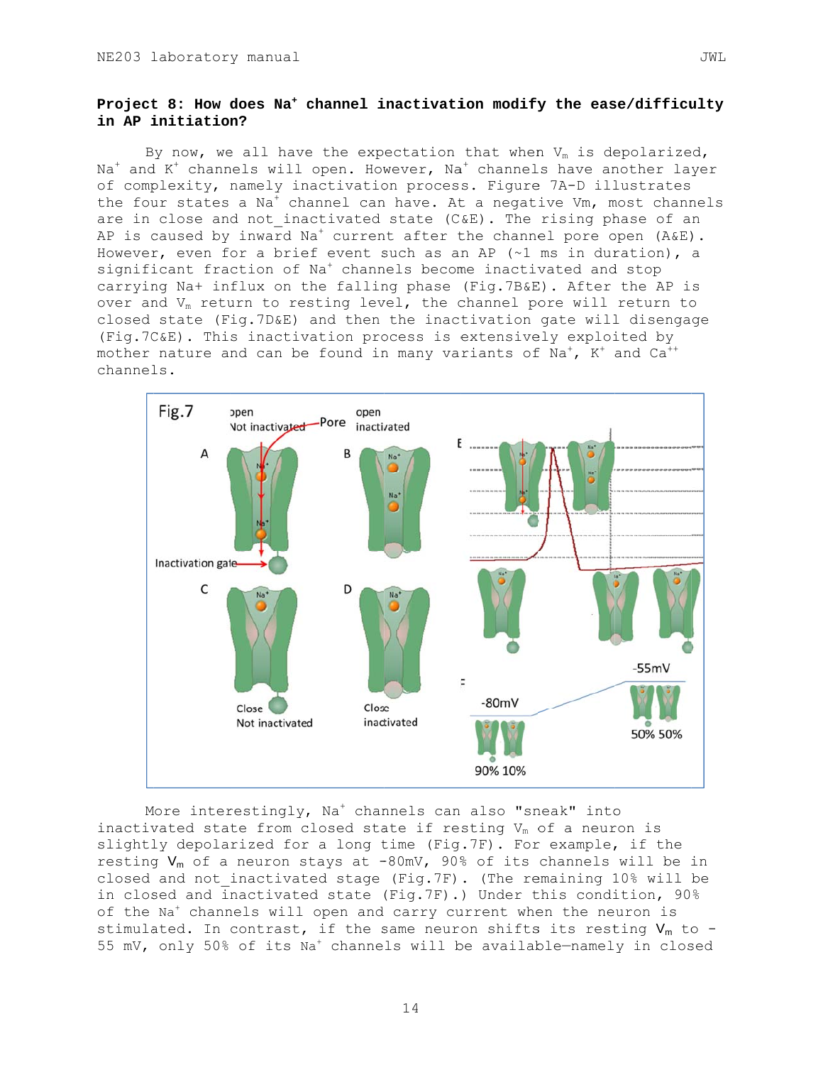### Project 8: How does $Na^+$ channel inactivation modify the ease/difficulty in AP initiation?

By now, we all have the expectation that when $V_m$ is depolarized, $Na^+$ and $K^+$ channels will open. However, $Na^+$ channels have another layer of complexity, namely inactivation process. Figure 7A-D illustrates the four states a $Na^+$ channel can have. At a negative Vm, most channels are in close and not_inactivated state (C&E). The rising phase of an AP is caused by inward $Na^+$ current after the channel pore open (A&E). However, even for a brief event such as an AP (~1 ms in duration), a significant fraction of $Na^+$ channels become inactivated and stop carrying Na+ influx on the falling phase (Fig.7B&E). After the AP is over and $V_m$ return to resting level, the channel pore will return to closed state (Fig.7D&E) and then the inactivation gate will disengage (Fig.7C&E). This inactivation process is extensively exploited by mother nature and can be found in many variants of $Na^+$, $K^+$ and $Ca^{++}$ channels.

More interestingly, $Na^+$ channels can also "sneak" into inactivated state from closed state if resting $V_m$ of a neuron is slightly depolarized for a long time (Fig.7F). For example, if the resting $V_m$ of a neuron stays at -80mV, 90% of its channels will be in closed and not_inactivated stage (Fig.7F). (The remaining 10% will be in closed and inactivated state (Fig.7F).) Under this condition, 90% of the $Na^+$ channels will open and carry current when the neuron is stimulated. In contrast, if the same neuron shifts its resting $V_m$ to -55 mV, only 50% of its $Na^+$ channels will be available—namely in closed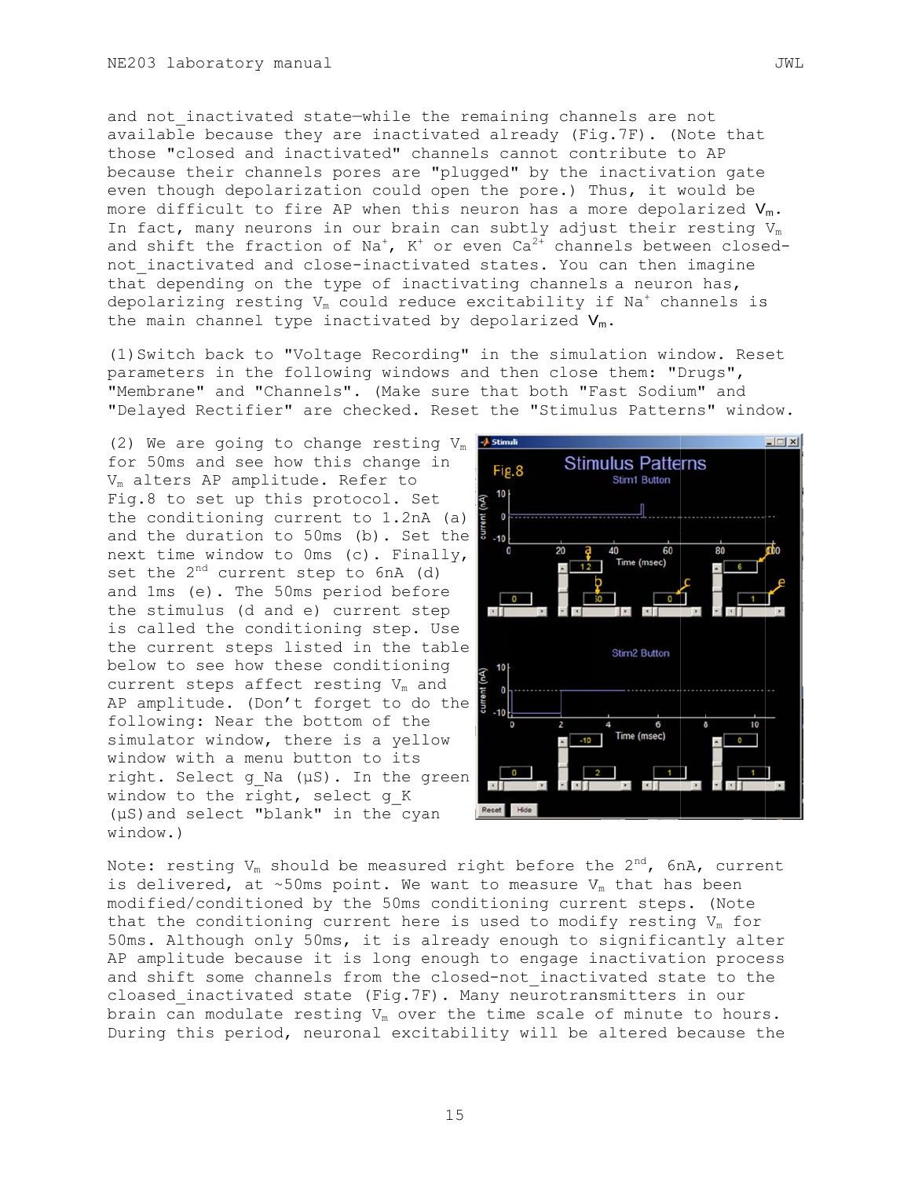and not_inactivated state—while the remaining channels are not available because they are inactivated already (Fig.7F). (Note that those "closed and inactivated" channels cannot contribute to AP because their channels pores are "plugged" by the inactivation gate even though depolarization could open the pore.) Thus, it would be more difficult to fire AP when this neuron has a more depolarized $V_m$. In fact, many neurons in our brain can subtly adjust their resting $V_m$ and shift the fraction of $Na^+$, $K^+$ or even $Ca^{2+}$ channels between closed-not_inactivated and close-inactivated states. You can then imagine that depending on the type of inactivating channels a neuron has, depolarizing resting $V_m$ could reduce excitability if $Na^+$ channels is the main channel type inactivated by depolarized $V_m$.

(1) Switch back to "Voltage Recording" in the simulation window. Reset parameters in the following windows and then close them: "Drugs", "Membrane" and "Channels". (Make sure that both "Fast Sodium" and "Delayed Rectifier" are checked. Reset the "Stimulus Patterns" window.

(2) We are going to change resting $V_m$ for 50ms and see how this change in $V_m$ alters AP amplitude. Refer to Fig.8 to set up this protocol. Set the conditioning current to 1.2nA (a) and the duration to 50ms (b). Set the next time window to 0ms (c). Finally, set the 2[nd] current step to 6nA (d) and 1ms (e). The 50ms period before the stimulus (d and e) current step is called the conditioning step. Use the current steps listed in the table below to see how these conditioning current steps affect resting $V_m$ and AP amplitude. (Don't forget to do the following: Near the bottom of the simulator window, there is a yellow window with a menu button to its right. Select g_Na (μS). In the green window to the right, select g_K (μS)and select "blank" in the cyan window.)

Note: resting $V_m$ should be measured right before the 2[nd], 6nA, current is delivered, at ~50ms point. We want to measure $V_m$ that has been modified/conditioned by the 50ms conditioning current steps. (Note that the conditioning current here is used to modify resting $V_m$ for 50ms. Although only 50ms, it is already enough to significantly alter AP amplitude because it is long enough to engage inactivation process and shift some channels from the closed-not_inactivated state to the cloased_inactivated state (Fig.7F). Many neurotransmitters in our brain can modulate resting $V_m$ over the time scale of minute to hours. During this period, neuronal excitability will be altered because the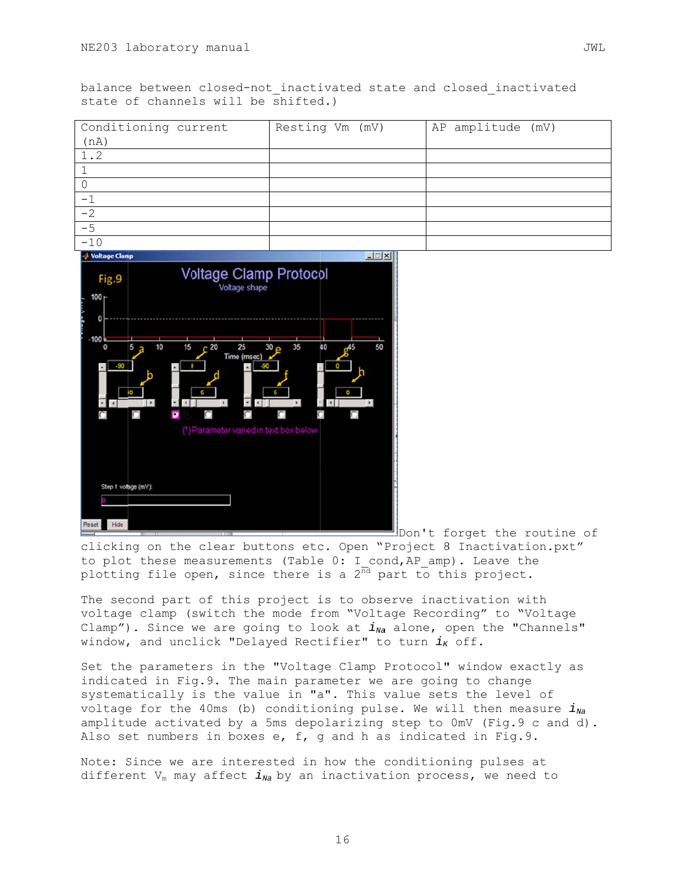balance between closed-not_inactivated state and closed_inactivated state of channels will be shifted.)

| Conditioning current (nA) | Resting Vm (mV) | AP amplitude (mV) |
|---|---|---|
| 1.2 | | |
| 1 | | |
| 0 | | |
| -1 | | |
| -2 | | |
| -5 | | |
| -10 | | |

Don't forget the routine of clicking on the clear buttons etc. Open "Project 8 Inactivation.pxt" to plot these measurements (Table 0: I_cond,AP_amp). Leave the plotting file open, since there is a 2nd part to this project.

The second part of this project is to observe inactivation with voltage clamp (switch the mode from "Voltage Recording" to "Voltage Clamp"). Since we are going to look at $\boldsymbol{i_{Na}}$ alone, open the "Channels" window, and unclick "Delayed Rectifier" to turn $\boldsymbol{i_K}$ off.

Set the parameters in the "Voltage Clamp Protocol" window exactly as indicated in Fig.9. The main parameter we are going to change systematically is the value in "a". This value sets the level of voltage for the 40ms (b) conditioning pulse. We will then measure $\boldsymbol{i_{Na}}$ amplitude activated by a 5ms depolarizing step to 0mV (Fig.9 c and d). Also set numbers in boxes e, f, g and h as indicated in Fig.9.

Note: Since we are interested in how the conditioning pulses at different $V_m$ may affect $\boldsymbol{i_{Na}}$ by an inactivation process, we need to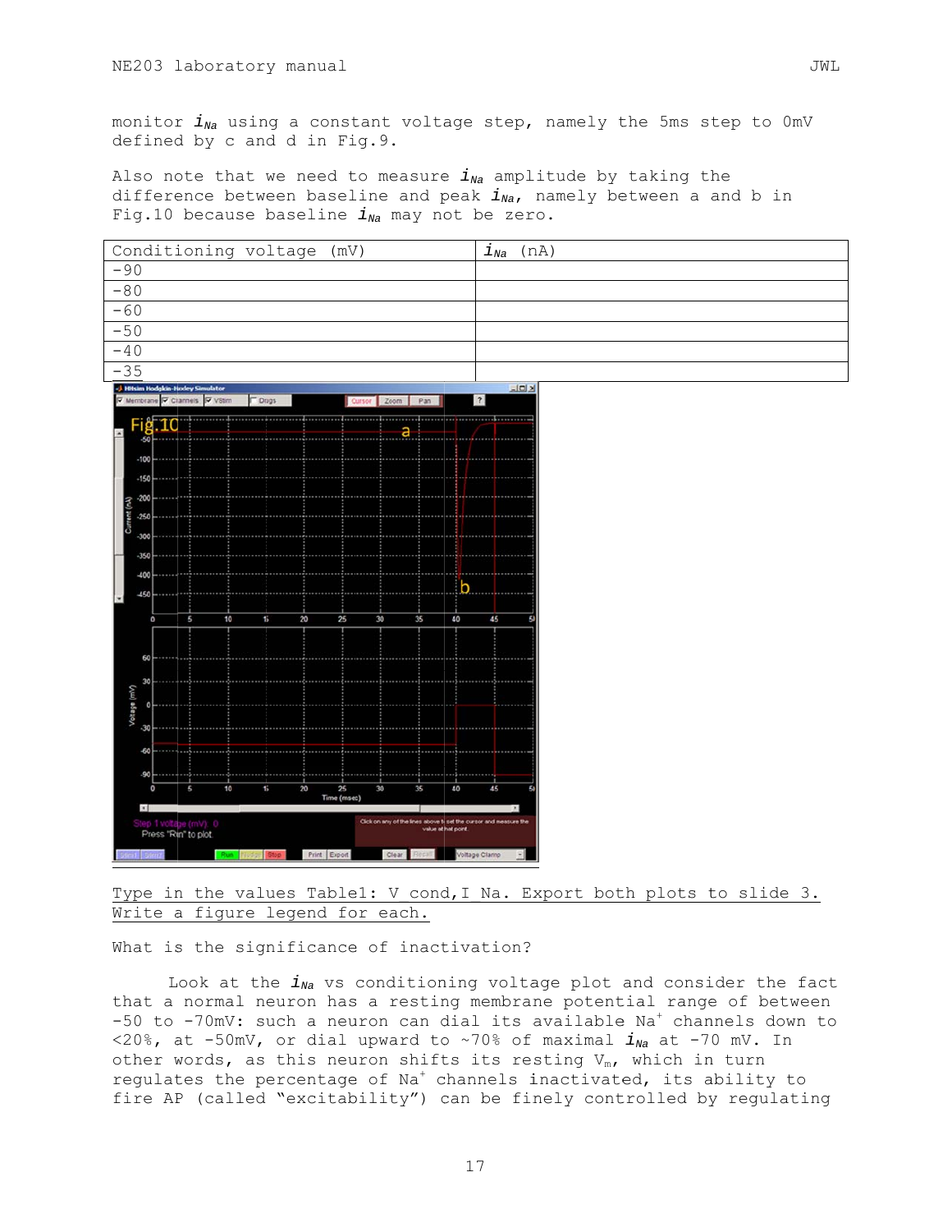monitor $i_{Na}$ using a constant voltage step, namely the 5ms step to 0mV defined by c and d in Fig.9.

Also note that we need to measure $i_{Na}$ amplitude by taking the difference between baseline and peak $i_{Na}$, namely between a and b in Fig.10 because baseline $i_{Na}$ may not be zero.

| Conditioning voltage (mV) | $i_{Na}$ (nA) |
|---|---|
| -90 | |
| -80 | |
| -60 | |
| -50 | |
| -40 | |
| -35 | |

Type in the values Table1: V cond,I Na. Export both plots to slide 3. Write a figure legend for each.

What is the significance of inactivation?

Look at the $i_{Na}$ vs conditioning voltage plot and consider the fact that a normal neuron has a resting membrane potential range of between -50 to -70mV: such a neuron can dial its available $Na^{+}$ channels down to <20%, at -50mV, or dial upward to ~70% of maximal $i_{Na}$ at -70 mV. In other words, as this neuron shifts its resting $V_m$, which in turn regulates the percentage of $Na^{+}$ channels inactivated, its ability to fire AP (called "excitability") can be finely controlled by regulating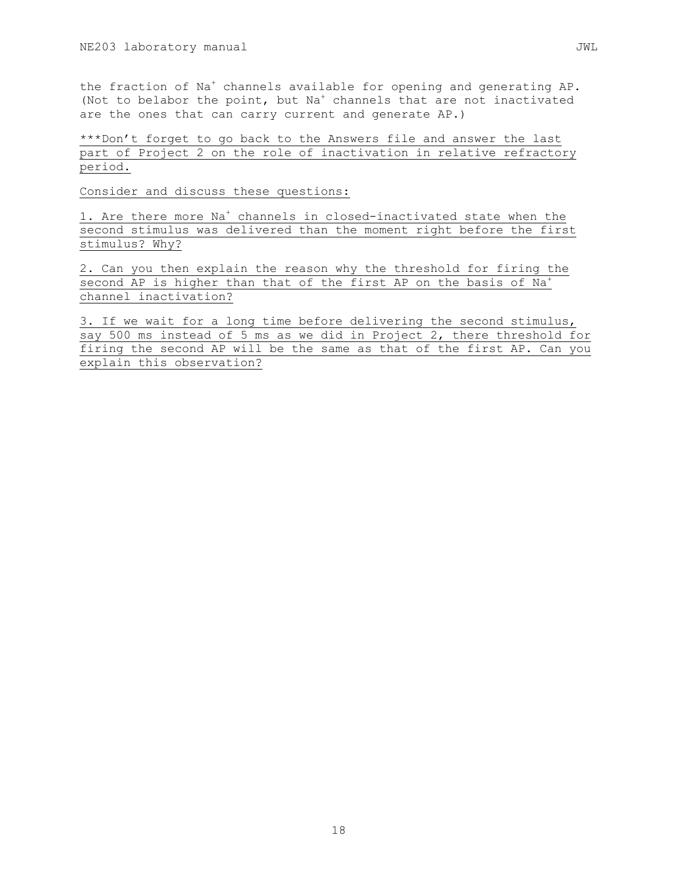the fraction of $Na^+$ channels available for opening and generating AP. (Not to belabor the point, but $Na^+$ channels that are not inactivated are the ones that can carry current and generate AP.)

***Don't forget to go back to the Answers file and answer the last part of Project 2 on the role of inactivation in relative refractory period.

Consider and discuss these questions:

1. Are there more $Na^+$ channels in closed-inactivated state when the second stimulus was delivered than the moment right before the first stimulus? Why?

2. Can you then explain the reason why the threshold for firing the second AP is higher than that of the first AP on the basis of $Na^+$ channel inactivation?

3. If we wait for a long time before delivering the second stimulus, say 500 ms instead of 5 ms as we did in Project 2, there threshold for firing the second AP will be the same as that of the first AP. Can you explain this observation?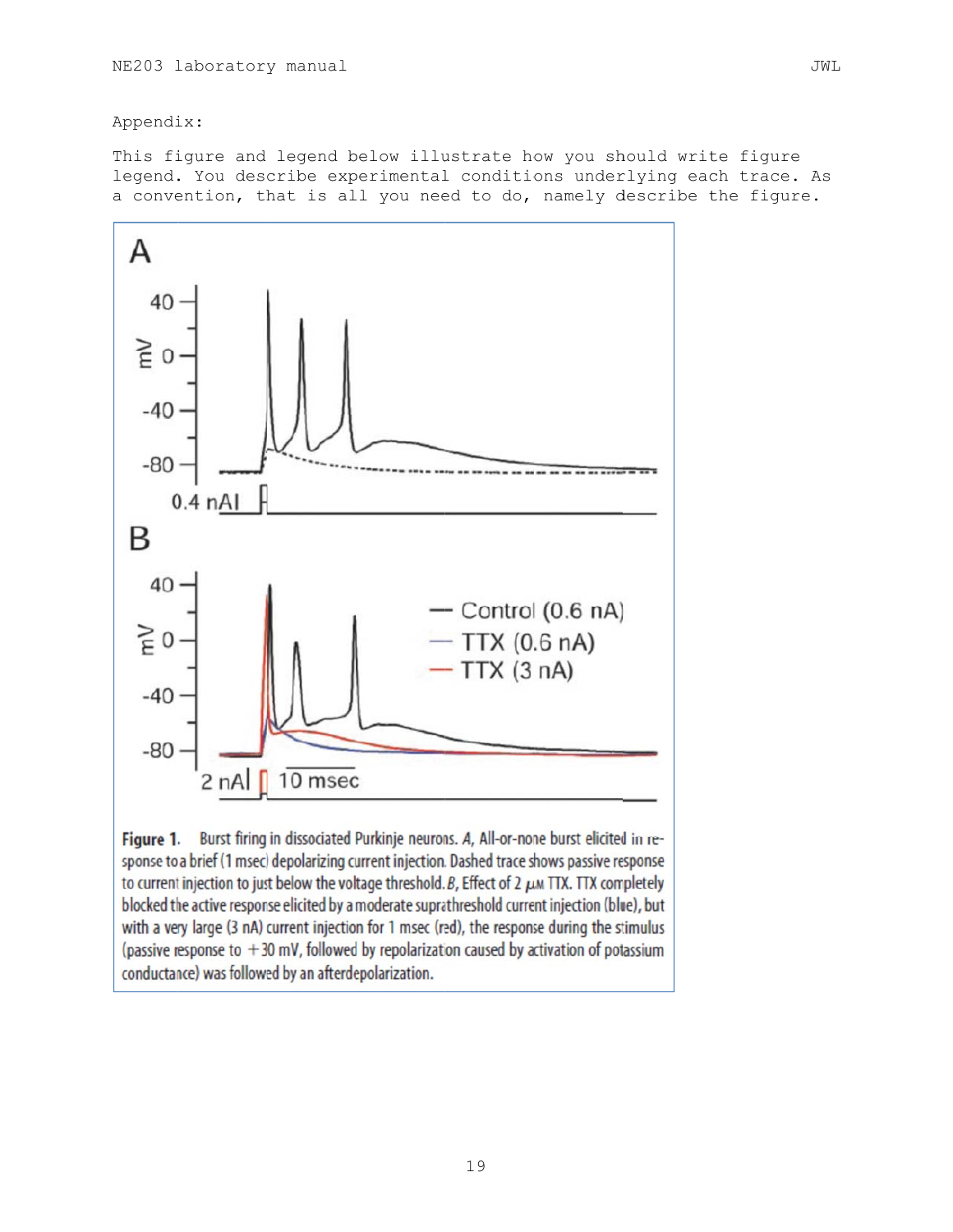Appendix:

This figure and legend below illustrate how you should write figure legend. You describe experimental conditions underlying each trace. As a convention, that is all you need to do, namely describe the figure.

A

40
mV 0
-40
-80
0.4 nA

B

40
mV 0
-40
-80
2 nA
10 msec

Control (0.6 nA)
TTX (0.6 nA)
TTX (3 nA)

**Figure 1.** Burst firing in dissociated Purkinje neurons. *A*, All-or-none burst elicited in response to a brief (1 msec) depolarizing current injection. Dashed trace shows passive response to current injection to just below the voltage threshold. *B*, Effect of 2 μM TTX. TTX completely blocked the active response elicited by a moderate suprathreshold current injection (blue), but with a very large (3 nA) current injection for 1 msec (red), the response during the stimulus (passive response to +30 mV, followed by repolarization caused by activation of potassium conductance) was followed by an afterdepolarization.